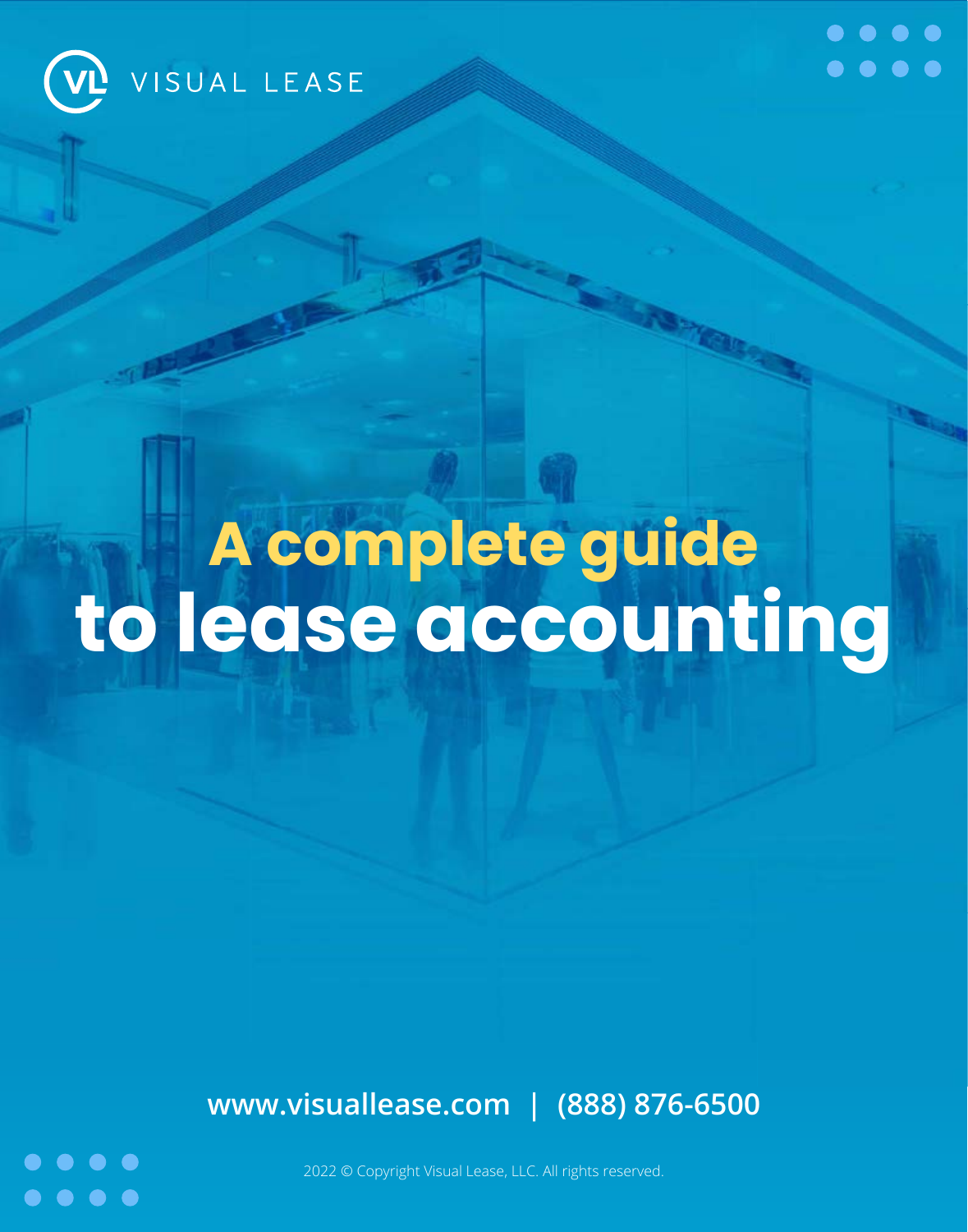VISUAL LEASE

# A complete guide to lease accounting

www.visuallease.com | (888) 876-6500

2022 © Copyright Visual Lease, LLC. All rights reserved.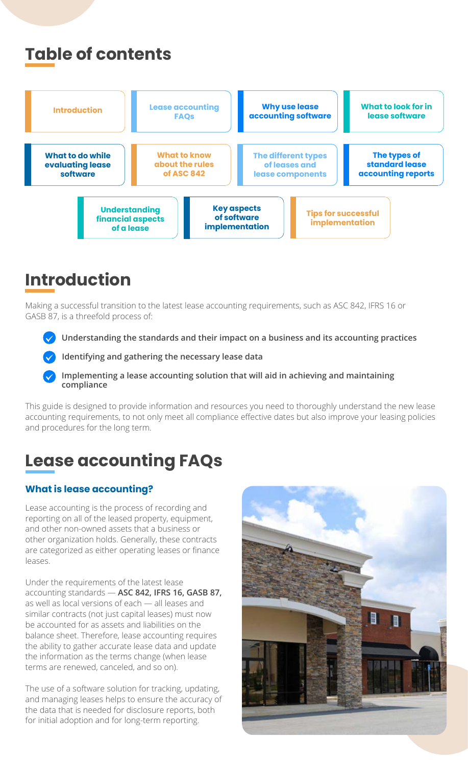# Table of contents

- Introduction
- Lease accounting FAQs
- Why use lease accounting software
- What to look for in lease software
- What to do while evaluating lease software
- What to know about the rules of ASC 842
- The different types of leases and lease components
- The types of standard lease accounting reports
- Understanding financial aspects of a lease
- Key aspects of software implementation
- Tips for successful implementation

# Introduction

Making a successful transition to the latest lease accounting requirements, such as ASC 842, IFRS 16 or GASB 87, is a threefold process of:

- **Understanding the standards and their impact on a business and its accounting practices**
- **Identifying and gathering the necessary lease data**
- **Implementing a lease accounting solution that will aid in achieving and maintaining compliance**

This guide is designed to provide information and resources you need to thoroughly understand the new lease accounting requirements, to not only meet all compliance effective dates but also improve your leasing policies and procedures for the long term.

# Lease accounting FAQs

### What is lease accounting?

Lease accounting is the process of recording and reporting on all of the leased property, equipment, and other non-owned assets that a business or other organization holds. Generally, these contracts are categorized as either operating leases or finance leases.

Under the requirements of the latest lease accounting standards — **ASC 842, IFRS 16, GASB 87,** as well as local versions of each — all leases and similar contracts (not just capital leases) must now be accounted for as assets and liabilities on the balance sheet. Therefore, lease accounting requires the ability to gather accurate lease data and update the information as the terms change (when lease terms are renewed, canceled, and so on).

The use of a software solution for tracking, updating, and managing leases helps to ensure the accuracy of the data that is needed for disclosure reports, both for initial adoption and for long-term reporting.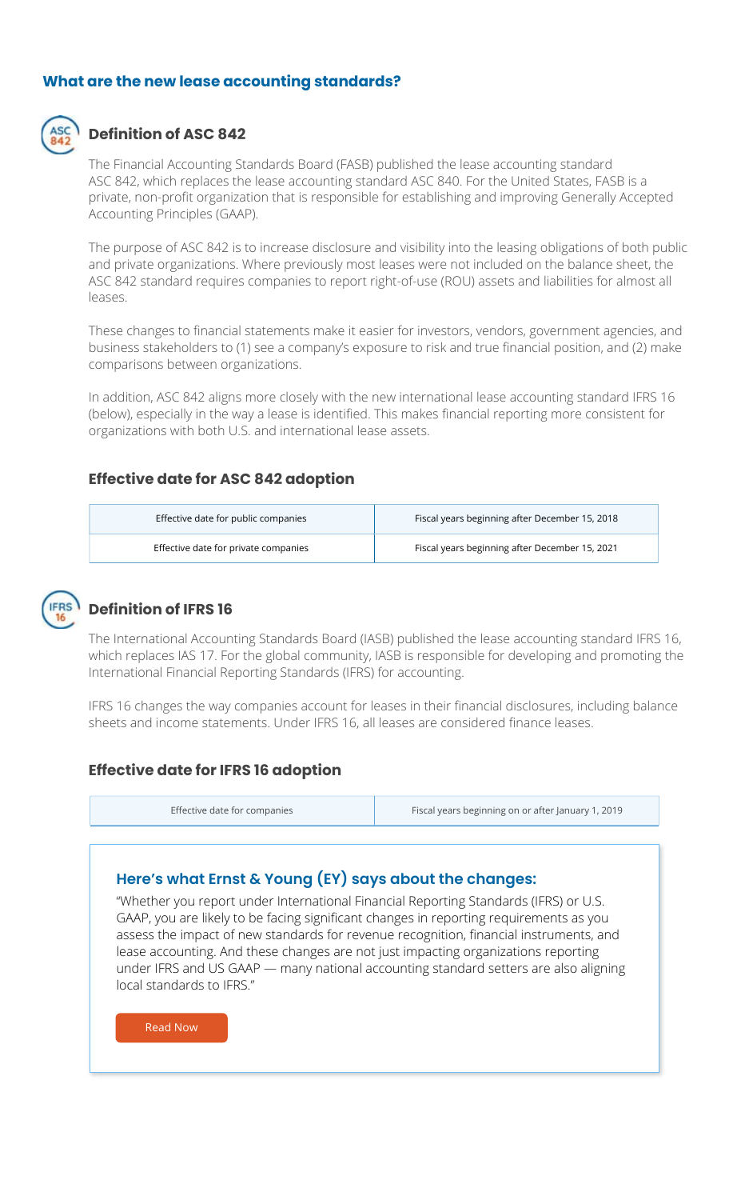## What are the new lease accounting standards?

### Definition of ASC 842

The Financial Accounting Standards Board (FASB) published the lease accounting standard ASC 842, which replaces the lease accounting standard ASC 840. For the United States, FASB is a private, non-profit organization that is responsible for establishing and improving Generally Accepted Accounting Principles (GAAP).

The purpose of ASC 842 is to increase disclosure and visibility into the leasing obligations of both public and private organizations. Where previously most leases were not included on the balance sheet, the ASC 842 standard requires companies to report right-of-use (ROU) assets and liabilities for almost all leases.

These changes to financial statements make it easier for investors, vendors, government agencies, and business stakeholders to (1) see a company's exposure to risk and true financial position, and (2) make comparisons between organizations.

In addition, ASC 842 aligns more closely with the new international lease accounting standard IFRS 16 (below), especially in the way a lease is identified. This makes financial reporting more consistent for organizations with both U.S. and international lease assets.

### Effective date for ASC 842 adoption

| | |
|---|---|
| Effective date for public companies | Fiscal years beginning after December 15, 2018 |
| Effective date for private companies | Fiscal years beginning after December 15, 2021 |

### Definition of IFRS 16

The International Accounting Standards Board (IASB) published the lease accounting standard IFRS 16, which replaces IAS 17. For the global community, IASB is responsible for developing and promoting the International Financial Reporting Standards (IFRS) for accounting.

IFRS 16 changes the way companies account for leases in their financial disclosures, including balance sheets and income statements. Under IFRS 16, all leases are considered finance leases.

### Effective date for IFRS 16 adoption

| | |
|---|---|
| Effective date for companies | Fiscal years beginning on or after January 1, 2019 |

### Here's what Ernst & Young (EY) says about the changes:

"Whether you report under International Financial Reporting Standards (IFRS) or U.S. GAAP, you are likely to be facing significant changes in reporting requirements as you assess the impact of new standards for revenue recognition, financial instruments, and lease accounting. And these changes are not just impacting organizations reporting under IFRS and US GAAP — many national accounting standard setters are also aligning local standards to IFRS."

Read Now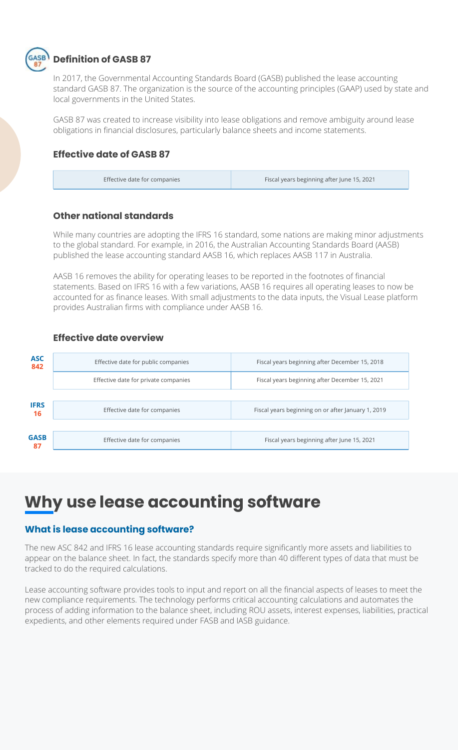## Definition of GASB 87

In 2017, the Governmental Accounting Standards Board (GASB) published the lease accounting standard GASB 87. The organization is the source of the accounting principles (GAAP) used by state and local governments in the United States.

GASB 87 was created to increase visibility into lease obligations and remove ambiguity around lease obligations in financial disclosures, particularly balance sheets and income statements.

### Effective date of GASB 87

| Effective date for companies | Fiscal years beginning after June 15, 2021 |
| --- | --- |

### Other national standards

While many countries are adopting the IFRS 16 standard, some nations are making minor adjustments to the global standard. For example, in 2016, the Australian Accounting Standards Board (AASB) published the lease accounting standard AASB 16, which replaces AASB 117 in Australia.

AASB 16 removes the ability for operating leases to be reported in the footnotes of financial statements. Based on IFRS 16 with a few variations, AASB 16 requires all operating leases to now be accounted for as finance leases. With small adjustments to the data inputs, the Visual Lease platform provides Australian firms with compliance under AASB 16.

### Effective date overview

| Standard | | |
| --- | --- | --- |
| ASC 842 | Effective date for public companies | Fiscal years beginning after December 15, 2018 |
| | Effective date for private companies | Fiscal years beginning after December 15, 2021 |
| IFRS 16 | Effective date for companies | Fiscal years beginning on or after January 1, 2019 |
| GASB 87 | Effective date for companies | Fiscal years beginning after June 15, 2021 |

# Why use lease accounting software

### What is lease accounting software?

The new ASC 842 and IFRS 16 lease accounting standards require significantly more assets and liabilities to appear on the balance sheet. In fact, the standards specify more than 40 different types of data that must be tracked to do the required calculations.

Lease accounting software provides tools to input and report on all the financial aspects of leases to meet the new compliance requirements. The technology performs critical accounting calculations and automates the process of adding information to the balance sheet, including ROU assets, interest expenses, liabilities, practical expedients, and other elements required under FASB and IASB guidance.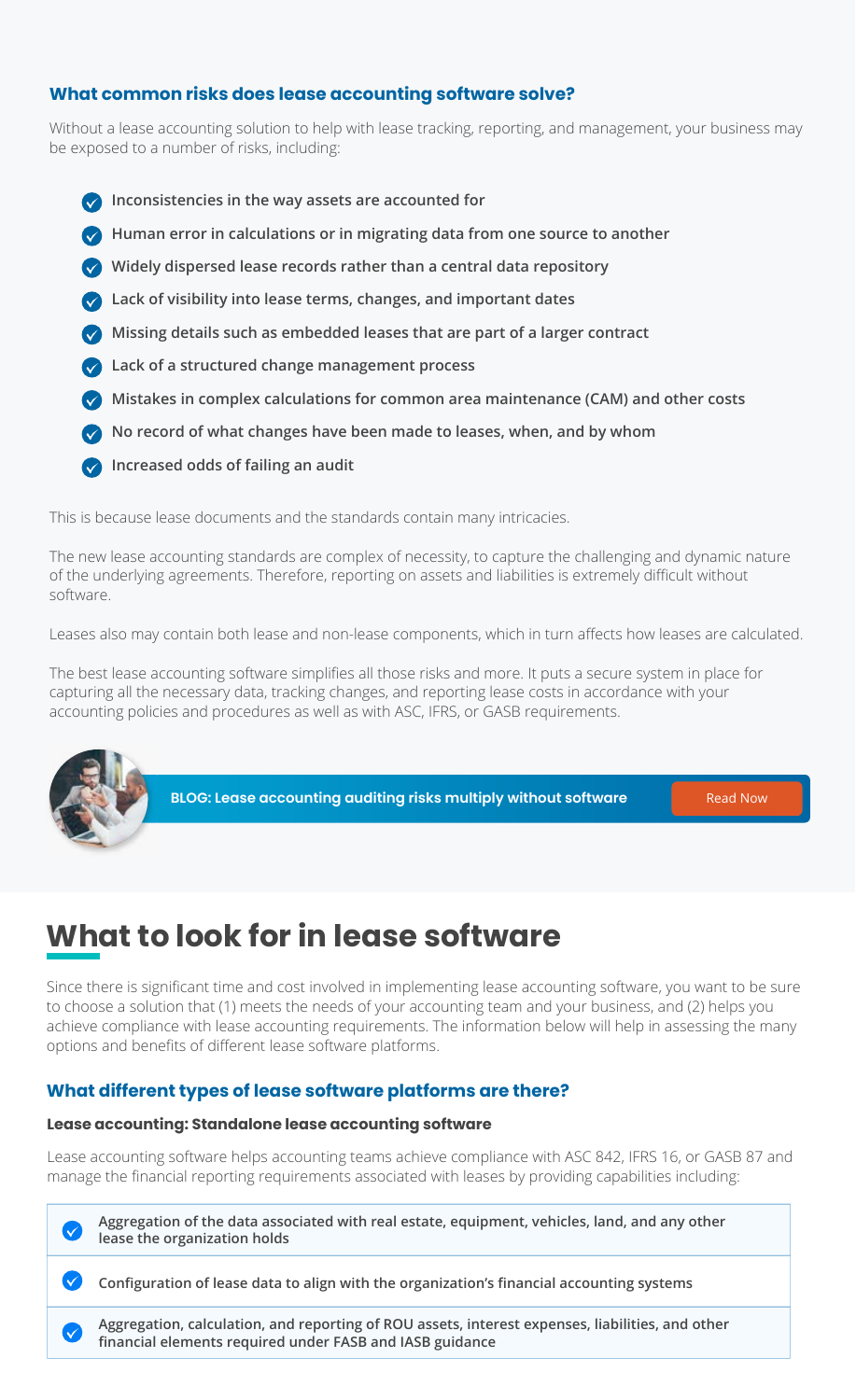### What common risks does lease accounting software solve?

Without a lease accounting solution to help with lease tracking, reporting, and management, your business may be exposed to a number of risks, including:

- **Inconsistencies in the way assets are accounted for**
- **Human error in calculations or in migrating data from one source to another**
- **Widely dispersed lease records rather than a central data repository**
- **Lack of visibility into lease terms, changes, and important dates**
- **Missing details such as embedded leases that are part of a larger contract**
- **Lack of a structured change management process**
- **Mistakes in complex calculations for common area maintenance (CAM) and other costs**
- **No record of what changes have been made to leases, when, and by whom**
- **Increased odds of failing an audit**

This is because lease documents and the standards contain many intricacies.

The new lease accounting standards are complex of necessity, to capture the challenging and dynamic nature of the underlying agreements. Therefore, reporting on assets and liabilities is extremely difficult without software.

Leases also may contain both lease and non-lease components, which in turn affects how leases are calculated.

The best lease accounting software simplifies all those risks and more. It puts a secure system in place for capturing all the necessary data, tracking changes, and reporting lease costs in accordance with your accounting policies and procedures as well as with ASC, IFRS, or GASB requirements.

**BLOG: Lease accounting auditing risks multiply without software** Read Now

# What to look for in lease software

Since there is significant time and cost involved in implementing lease accounting software, you want to be sure to choose a solution that (1) meets the needs of your accounting team and your business, and (2) helps you achieve compliance with lease accounting requirements. The information below will help in assessing the many options and benefits of different lease software platforms.

### What different types of lease software platforms are there?

#### Lease accounting: Standalone lease accounting software

Lease accounting software helps accounting teams achieve compliance with ASC 842, IFRS 16, or GASB 87 and manage the financial reporting requirements associated with leases by providing capabilities including:

- **Aggregation of the data associated with real estate, equipment, vehicles, land, and any other lease the organization holds**
- **Configuration of lease data to align with the organization's financial accounting systems**
- **Aggregation, calculation, and reporting of ROU assets, interest expenses, liabilities, and other financial elements required under FASB and IASB guidance**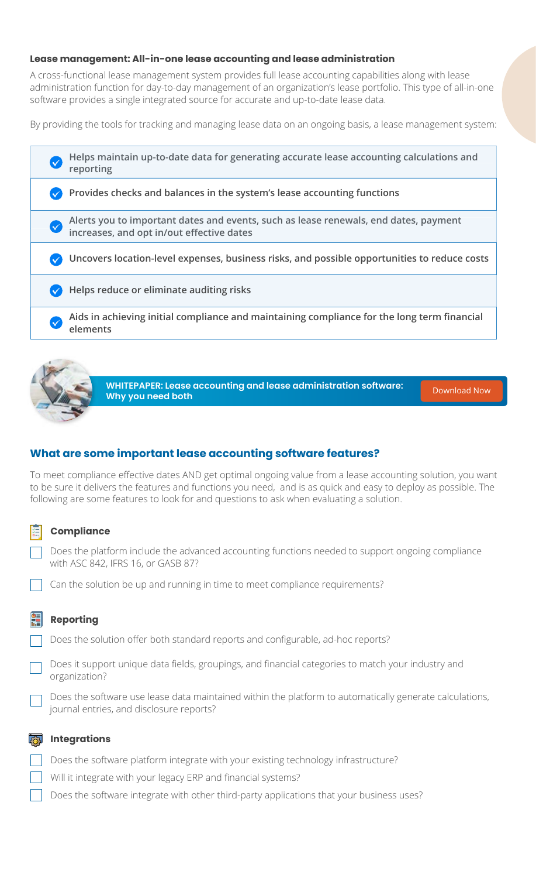### Lease management: All-in-one lease accounting and lease administration

A cross-functional lease management system provides full lease accounting capabilities along with lease administration function for day-to-day management of an organization's lease portfolio. This type of all-in-one software provides a single integrated source for accurate and up-to-date lease data.

By providing the tools for tracking and managing lease data on an ongoing basis, a lease management system:

- **Helps maintain up-to-date data for generating accurate lease accounting calculations and reporting**
- **Provides checks and balances in the system's lease accounting functions**
- **Alerts you to important dates and events, such as lease renewals, end dates, payment increases, and opt in/out effective dates**
- **Uncovers location-level expenses, business risks, and possible opportunities to reduce costs**
- **Helps reduce or eliminate auditing risks**
- **Aids in achieving initial compliance and maintaining compliance for the long term financial elements**

**WHITEPAPER: Lease accounting and lease administration software: Why you need both** Download Now

## What are some important lease accounting software features?

To meet compliance effective dates AND get optimal ongoing value from a lease accounting solution, you want to be sure it delivers the features and functions you need, and is as quick and easy to deploy as possible. The following are some features to look for and questions to ask when evaluating a solution.

### Compliance

- [ ] Does the platform include the advanced accounting functions needed to support ongoing compliance with ASC 842, IFRS 16, or GASB 87?
- [ ] Can the solution be up and running in time to meet compliance requirements?

### Reporting

- [ ] Does the solution offer both standard reports and configurable, ad-hoc reports?
- [ ] Does it support unique data fields, groupings, and financial categories to match your industry and organization?
- [ ] Does the software use lease data maintained within the platform to automatically generate calculations, journal entries, and disclosure reports?

### Integrations

- [ ] Does the software platform integrate with your existing technology infrastructure?
- [ ] Will it integrate with your legacy ERP and financial systems?
- [ ] Does the software integrate with other third-party applications that your business uses?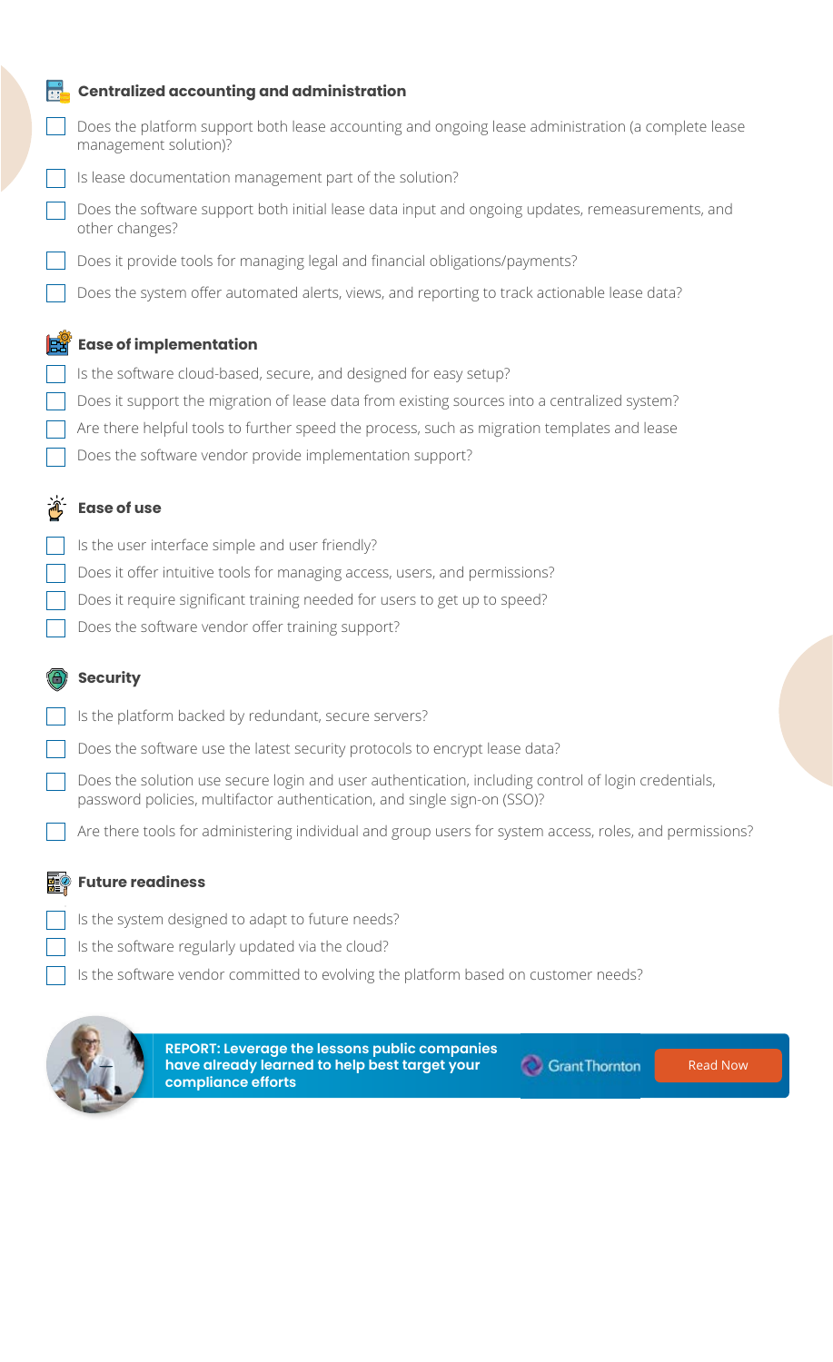### Centralized accounting and administration

- [ ] Does the platform support both lease accounting and ongoing lease administration (a complete lease management solution)?
- [ ] Is lease documentation management part of the solution?
- [ ] Does the software support both initial lease data input and ongoing updates, remeasurements, and other changes?
- [ ] Does it provide tools for managing legal and financial obligations/payments?
- [ ] Does the system offer automated alerts, views, and reporting to track actionable lease data?

### Ease of implementation

- [ ] Is the software cloud-based, secure, and designed for easy setup?
- [ ] Does it support the migration of lease data from existing sources into a centralized system?
- [ ] Are there helpful tools to further speed the process, such as migration templates and lease
- [ ] Does the software vendor provide implementation support?

### Ease of use

- [ ] Is the user interface simple and user friendly?
- [ ] Does it offer intuitive tools for managing access, users, and permissions?
- [ ] Does it require significant training needed for users to get up to speed?
- [ ] Does the software vendor offer training support?

### Security

- [ ] Is the platform backed by redundant, secure servers?
- [ ] Does the software use the latest security protocols to encrypt lease data?
- [ ] Does the solution use secure login and user authentication, including control of login credentials, password policies, multifactor authentication, and single sign-on (SSO)?
- [ ] Are there tools for administering individual and group users for system access, roles, and permissions?

### Future readiness

- [ ] Is the system designed to adapt to future needs?
- [ ] Is the software regularly updated via the cloud?
- [ ] Is the software vendor committed to evolving the platform based on customer needs?

**REPORT: Leverage the lessons public companies have already learned to help best target your compliance efforts**

Grant Thornton

Read Now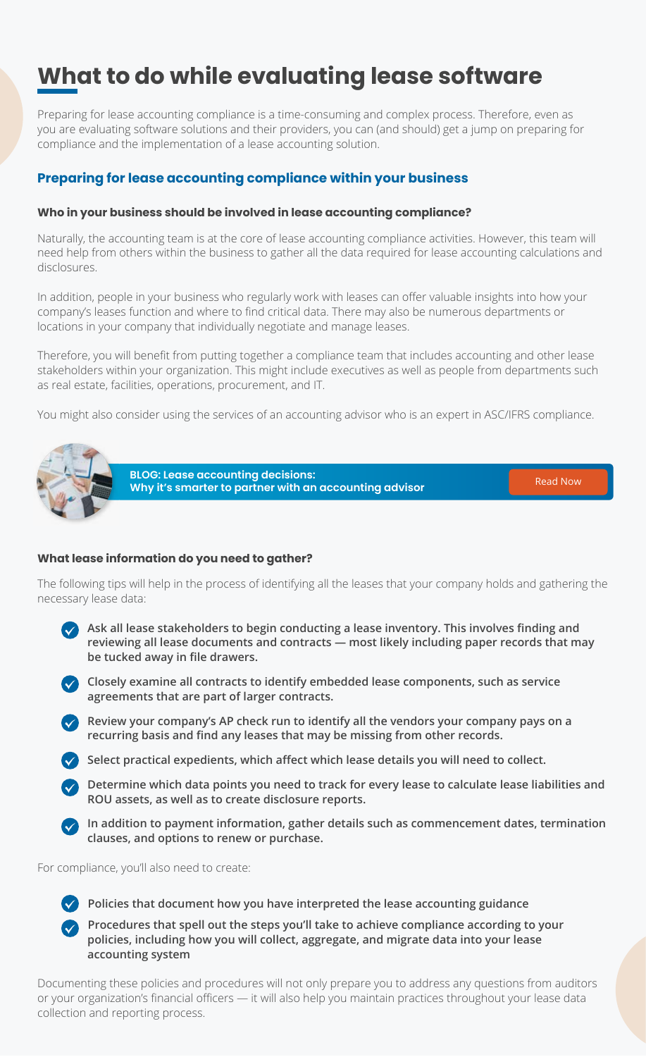# What to do while evaluating lease software

Preparing for lease accounting compliance is a time-consuming and complex process. Therefore, even as you are evaluating software solutions and their providers, you can (and should) get a jump on preparing for compliance and the implementation of a lease accounting solution.

## Preparing for lease accounting compliance within your business

### Who in your business should be involved in lease accounting compliance?

Naturally, the accounting team is at the core of lease accounting compliance activities. However, this team will need help from others within the business to gather all the data required for lease accounting calculations and disclosures.

In addition, people in your business who regularly work with leases can offer valuable insights into how your company's leases function and where to find critical data. There may also be numerous departments or locations in your company that individually negotiate and manage leases.

Therefore, you will benefit from putting together a compliance team that includes accounting and other lease stakeholders within your organization. This might include executives as well as people from departments such as real estate, facilities, operations, procurement, and IT.

You might also consider using the services of an accounting advisor who is an expert in ASC/IFRS compliance.

**BLOG: Lease accounting decisions: Why it's smarter to partner with an accounting advisor**

Read Now

### What lease information do you need to gather?

The following tips will help in the process of identifying all the leases that your company holds and gathering the necessary lease data:

- **Ask all lease stakeholders to begin conducting a lease inventory. This involves finding and reviewing all lease documents and contracts — most likely including paper records that may be tucked away in file drawers.**
- **Closely examine all contracts to identify embedded lease components, such as service agreements that are part of larger contracts.**
- **Review your company's AP check run to identify all the vendors your company pays on a recurring basis and find any leases that may be missing from other records.**
- **Select practical expedients, which affect which lease details you will need to collect.**
- **Determine which data points you need to track for every lease to calculate lease liabilities and ROU assets, as well as to create disclosure reports.**
- **In addition to payment information, gather details such as commencement dates, termination clauses, and options to renew or purchase.**

For compliance, you'll also need to create:

- **Policies that document how you have interpreted the lease accounting guidance**
- **Procedures that spell out the steps you'll take to achieve compliance according to your policies, including how you will collect, aggregate, and migrate data into your lease accounting system**

Documenting these policies and procedures will not only prepare you to address any questions from auditors or your organization's financial officers — it will also help you maintain practices throughout your lease data collection and reporting process.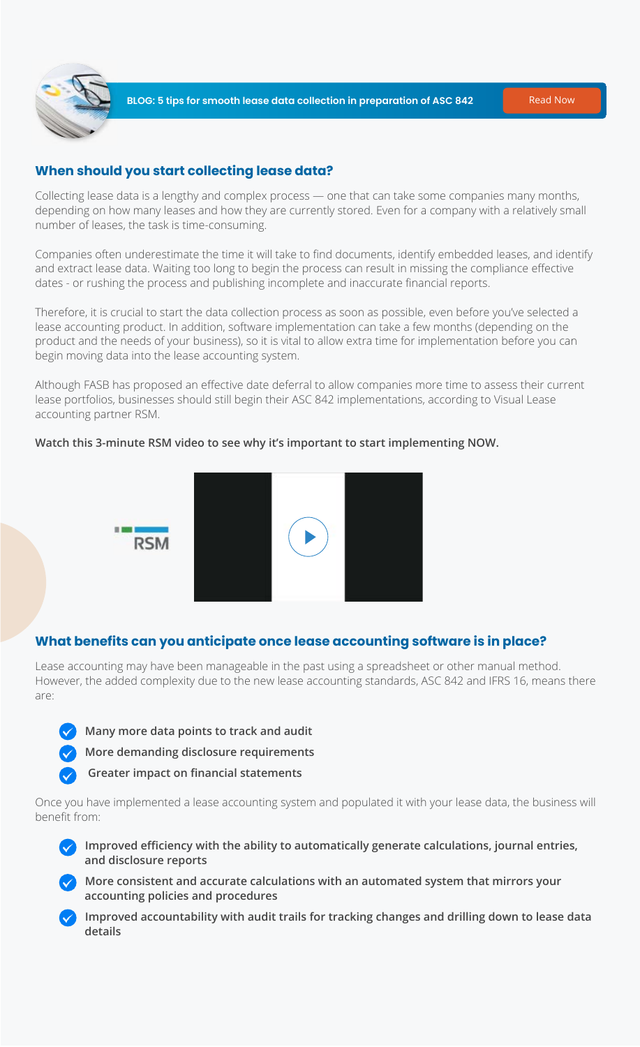**BLOG: 5 tips for smooth lease data collection in preparation of ASC 842** Read Now

## When should you start collecting lease data?

Collecting lease data is a lengthy and complex process — one that can take some companies many months, depending on how many leases and how they are currently stored. Even for a company with a relatively small number of leases, the task is time-consuming.

Companies often underestimate the time it will take to find documents, identify embedded leases, and identify and extract lease data. Waiting too long to begin the process can result in missing the compliance effective dates - or rushing the process and publishing incomplete and inaccurate financial reports.

Therefore, it is crucial to start the data collection process as soon as possible, even before you've selected a lease accounting product. In addition, software implementation can take a few months (depending on the product and the needs of your business), so it is vital to allow extra time for implementation before you can begin moving data into the lease accounting system.

Although FASB has proposed an effective date deferral to allow companies more time to assess their current lease portfolios, businesses should still begin their ASC 842 implementations, according to Visual Lease accounting partner RSM.

**Watch this 3-minute RSM video to see why it's important to start implementing NOW.**

RSM

## What benefits can you anticipate once lease accounting software is in place?

Lease accounting may have been manageable in the past using a spreadsheet or other manual method. However, the added complexity due to the new lease accounting standards, ASC 842 and IFRS 16, means there are:

- **Many more data points to track and audit**
- **More demanding disclosure requirements**
- **Greater impact on financial statements**

Once you have implemented a lease accounting system and populated it with your lease data, the business will benefit from:

- **Improved efficiency with the ability to automatically generate calculations, journal entries, and disclosure reports**
- **More consistent and accurate calculations with an automated system that mirrors your accounting policies and procedures**
- **Improved accountability with audit trails for tracking changes and drilling down to lease data details**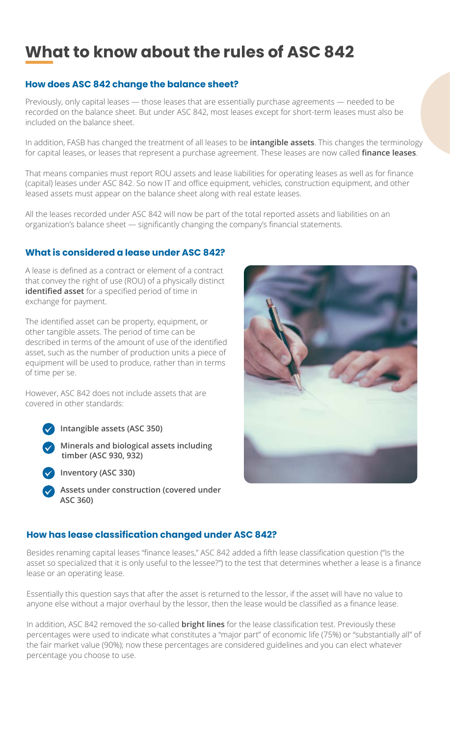# What to know about the rules of ASC 842

## How does ASC 842 change the balance sheet?

Previously, only capital leases — those leases that are essentially purchase agreements — needed to be recorded on the balance sheet. But under ASC 842, most leases except for short-term leases must also be included on the balance sheet.

In addition, FASB has changed the treatment of all leases to be **intangible assets**. This changes the terminology for capital leases, or leases that represent a purchase agreement. These leases are now called **finance leases**.

That means companies must report ROU assets and lease liabilities for operating leases as well as for finance (capital) leases under ASC 842. So now IT and office equipment, vehicles, construction equipment, and other leased assets must appear on the balance sheet along with real estate leases.

All the leases recorded under ASC 842 will now be part of the total reported assets and liabilities on an organization's balance sheet — significantly changing the company's financial statements.

## What is considered a lease under ASC 842?

A lease is defined as a contract or element of a contract that convey the right of use (ROU) of a physically distinct **identified asset** for a specified period of time in exchange for payment.

The identified asset can be property, equipment, or other tangible assets. The period of time can be described in terms of the amount of use of the identified asset, such as the number of production units a piece of equipment will be used to produce, rather than in terms of time per se.

However, ASC 842 does not include assets that are covered in other standards:

- **Intangible assets (ASC 350)**
- **Minerals and biological assets including timber (ASC 930, 932)**
- **Inventory (ASC 330)**
- **Assets under construction (covered under ASC 360)**

## How has lease classification changed under ASC 842?

Besides renaming capital leases "finance leases," ASC 842 added a fifth lease classification question ("Is the asset so specialized that it is only useful to the lessee?") to the test that determines whether a lease is a finance lease or an operating lease.

Essentially this question says that after the asset is returned to the lessor, if the asset will have no value to anyone else without a major overhaul by the lessor, then the lease would be classified as a finance lease.

In addition, ASC 842 removed the so-called **bright lines** for the lease classification test. Previously these percentages were used to indicate what constitutes a "major part" of economic life (75%) or "substantially all" of the fair market value (90%); now these percentages are considered guidelines and you can elect whatever percentage you choose to use.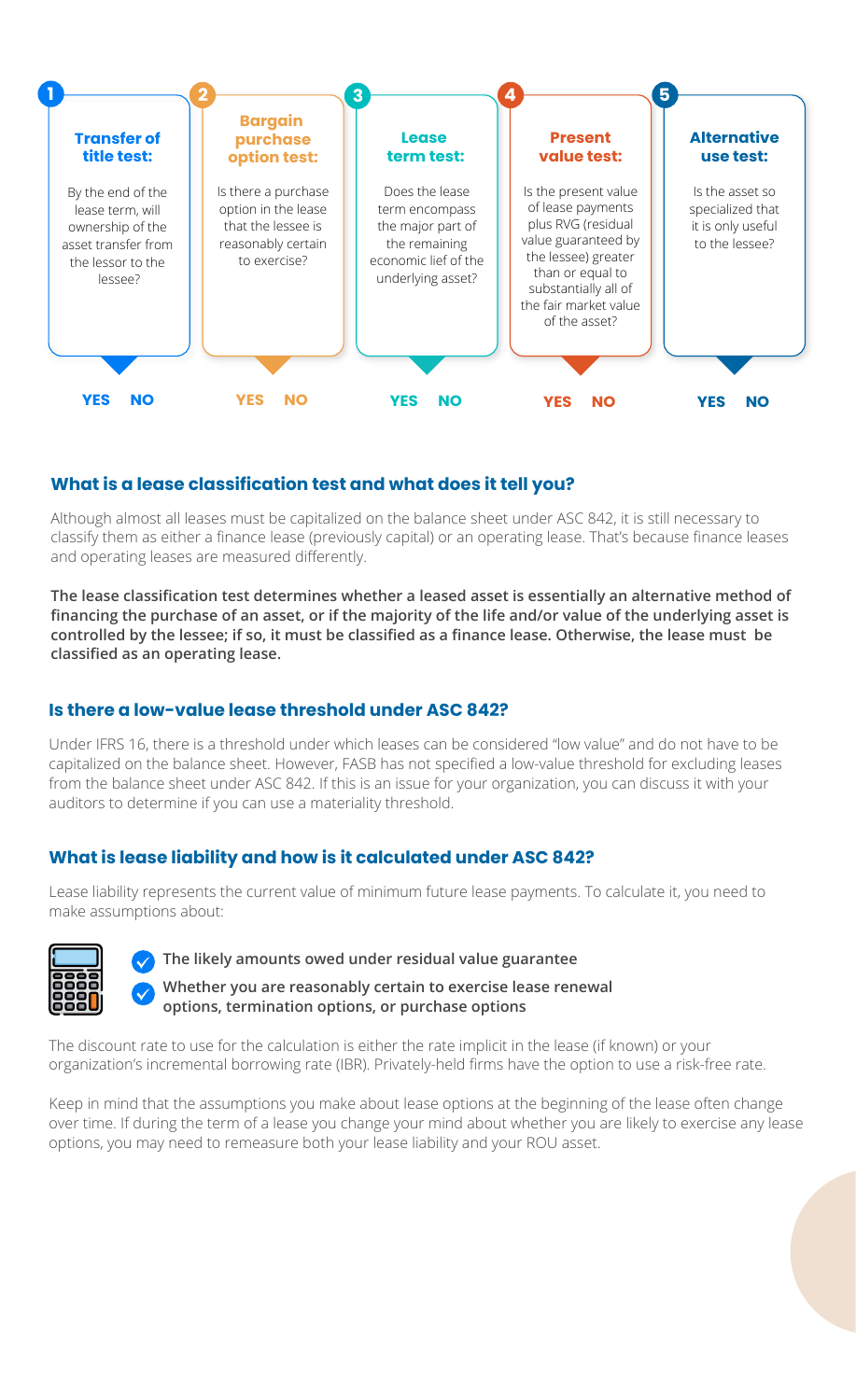**1. Transfer of title test:**

By the end of the lease term, will ownership of the asset transfer from the lessor to the lessee?

YES NO

**2. Bargain purchase option test:**

Is there a purchase option in the lease that the lessee is reasonably certain to exercise?

YES NO

**3. Lease term test:**

Does the lease term encompass the major part of the remaining economic lief of the underlying asset?

YES NO

**4. Present value test:**

Is the present value of lease payments plus RVG (residual value guaranteed by the lessee) greater than or equal to substantially all of the fair market value of the asset?

YES NO

**5. Alternative use test:**

Is the asset so specialized that it is only useful to the lessee?

YES NO

## What is a lease classification test and what does it tell you?

Although almost all leases must be capitalized on the balance sheet under ASC 842, it is still necessary to classify them as either a finance lease (previously capital) or an operating lease. That's because finance leases and operating leases are measured differently.

**The lease classification test determines whether a leased asset is essentially an alternative method of financing the purchase of an asset, or if the majority of the life and/or value of the underlying asset is controlled by the lessee; if so, it must be classified as a finance lease. Otherwise, the lease must be classified as an operating lease.**

## Is there a low-value lease threshold under ASC 842?

Under IFRS 16, there is a threshold under which leases can be considered "low value" and do not have to be capitalized on the balance sheet. However, FASB has not specified a low-value threshold for excluding leases from the balance sheet under ASC 842. If this is an issue for your organization, you can discuss it with your auditors to determine if you can use a materiality threshold.

## What is lease liability and how is it calculated under ASC 842?

Lease liability represents the current value of minimum future lease payments. To calculate it, you need to make assumptions about:

- **The likely amounts owed under residual value guarantee**
- **Whether you are reasonably certain to exercise lease renewal options, termination options, or purchase options**

The discount rate to use for the calculation is either the rate implicit in the lease (if known) or your organization's incremental borrowing rate (IBR). Privately-held firms have the option to use a risk-free rate.

Keep in mind that the assumptions you make about lease options at the beginning of the lease often change over time. If during the term of a lease you change your mind about whether you are likely to exercise any lease options, you may need to remeasure both your lease liability and your ROU asset.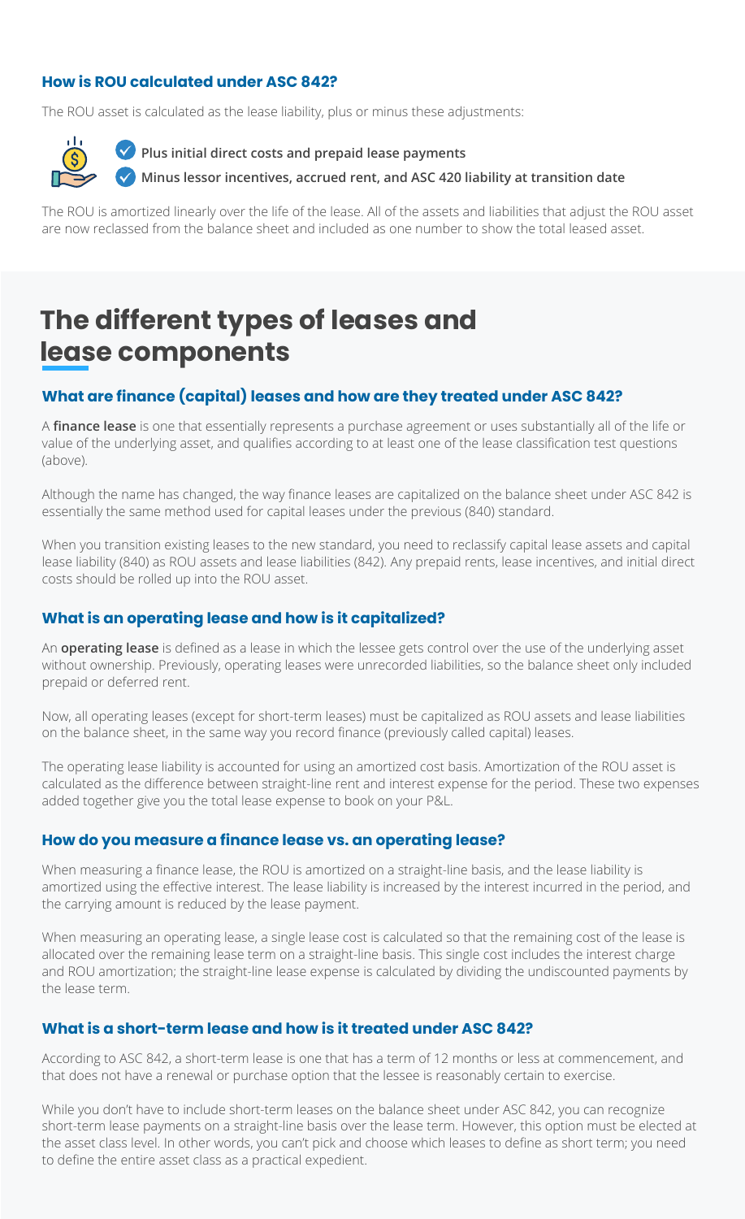### How is ROU calculated under ASC 842?

The ROU asset is calculated as the lease liability, plus or minus these adjustments:

- **Plus initial direct costs and prepaid lease payments**
- **Minus lessor incentives, accrued rent, and ASC 420 liability at transition date**

The ROU is amortized linearly over the life of the lease. All of the assets and liabilities that adjust the ROU asset are now reclassed from the balance sheet and included as one number to show the total leased asset.

# The different types of leases and lease components

### What are finance (capital) leases and how are they treated under ASC 842?

A **finance lease** is one that essentially represents a purchase agreement or uses substantially all of the life or value of the underlying asset, and qualifies according to at least one of the lease classification test questions (above).

Although the name has changed, the way finance leases are capitalized on the balance sheet under ASC 842 is essentially the same method used for capital leases under the previous (840) standard.

When you transition existing leases to the new standard, you need to reclassify capital lease assets and capital lease liability (840) as ROU assets and lease liabilities (842). Any prepaid rents, lease incentives, and initial direct costs should be rolled up into the ROU asset.

### What is an operating lease and how is it capitalized?

An **operating lease** is defined as a lease in which the lessee gets control over the use of the underlying asset without ownership. Previously, operating leases were unrecorded liabilities, so the balance sheet only included prepaid or deferred rent.

Now, all operating leases (except for short-term leases) must be capitalized as ROU assets and lease liabilities on the balance sheet, in the same way you record finance (previously called capital) leases.

The operating lease liability is accounted for using an amortized cost basis. Amortization of the ROU asset is calculated as the difference between straight-line rent and interest expense for the period. These two expenses added together give you the total lease expense to book on your P&L.

### How do you measure a finance lease vs. an operating lease?

When measuring a finance lease, the ROU is amortized on a straight-line basis, and the lease liability is amortized using the effective interest. The lease liability is increased by the interest incurred in the period, and the carrying amount is reduced by the lease payment.

When measuring an operating lease, a single lease cost is calculated so that the remaining cost of the lease is allocated over the remaining lease term on a straight-line basis. This single cost includes the interest charge and ROU amortization; the straight-line lease expense is calculated by dividing the undiscounted payments by the lease term.

### What is a short-term lease and how is it treated under ASC 842?

According to ASC 842, a short-term lease is one that has a term of 12 months or less at commencement, and that does not have a renewal or purchase option that the lessee is reasonably certain to exercise.

While you don't have to include short-term leases on the balance sheet under ASC 842, you can recognize short-term lease payments on a straight-line basis over the lease term. However, this option must be elected at the asset class level. In other words, you can't pick and choose which leases to define as short term; you need to define the entire asset class as a practical expedient.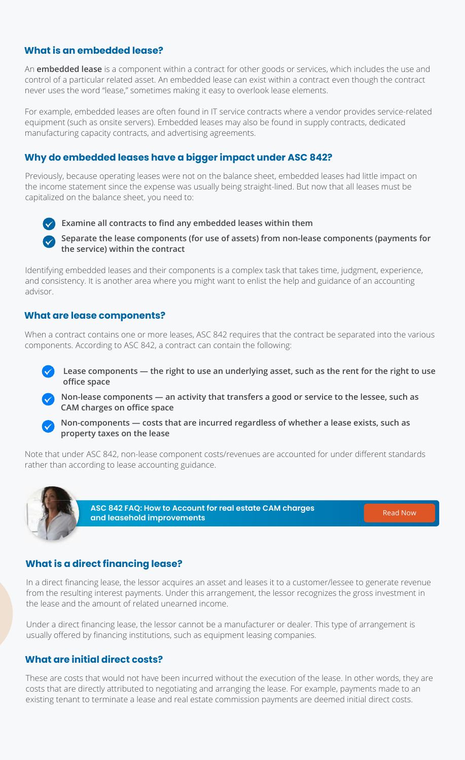## What is an embedded lease?

An **embedded lease** is a component within a contract for other goods or services, which includes the use and control of a particular related asset. An embedded lease can exist within a contract even though the contract never uses the word "lease," sometimes making it easy to overlook lease elements.

For example, embedded leases are often found in IT service contracts where a vendor provides service-related equipment (such as onsite servers). Embedded leases may also be found in supply contracts, dedicated manufacturing capacity contracts, and advertising agreements.

## Why do embedded leases have a bigger impact under ASC 842?

Previously, because operating leases were not on the balance sheet, embedded leases had little impact on the income statement since the expense was usually being straight-lined. But now that all leases must be capitalized on the balance sheet, you need to:

- **Examine all contracts to find any embedded leases within them**
- **Separate the lease components (for use of assets) from non-lease components (payments for the service) within the contract**

Identifying embedded leases and their components is a complex task that takes time, judgment, experience, and consistency. It is another area where you might want to enlist the help and guidance of an accounting advisor.

## What are lease components?

When a contract contains one or more leases, ASC 842 requires that the contract be separated into the various components. According to ASC 842, a contract can contain the following:

- **Lease components — the right to use an underlying asset, such as the rent for the right to use office space**
- **Non-lease components — an activity that transfers a good or service to the lessee, such as CAM charges on office space**
- **Non-components — costs that are incurred regardless of whether a lease exists, such as property taxes on the lease**

Note that under ASC 842, non-lease component costs/revenues are accounted for under different standards rather than according to lease accounting guidance.

**ASC 842 FAQ: How to Account for real estate CAM charges and leasehold improvements** Read Now

## What is a direct financing lease?

In a direct financing lease, the lessor acquires an asset and leases it to a customer/lessee to generate revenue from the resulting interest payments. Under this arrangement, the lessor recognizes the gross investment in the lease and the amount of related unearned income.

Under a direct financing lease, the lessor cannot be a manufacturer or dealer. This type of arrangement is usually offered by financing institutions, such as equipment leasing companies.

## What are initial direct costs?

These are costs that would not have been incurred without the execution of the lease. In other words, they are costs that are directly attributed to negotiating and arranging the lease. For example, payments made to an existing tenant to terminate a lease and real estate commission payments are deemed initial direct costs.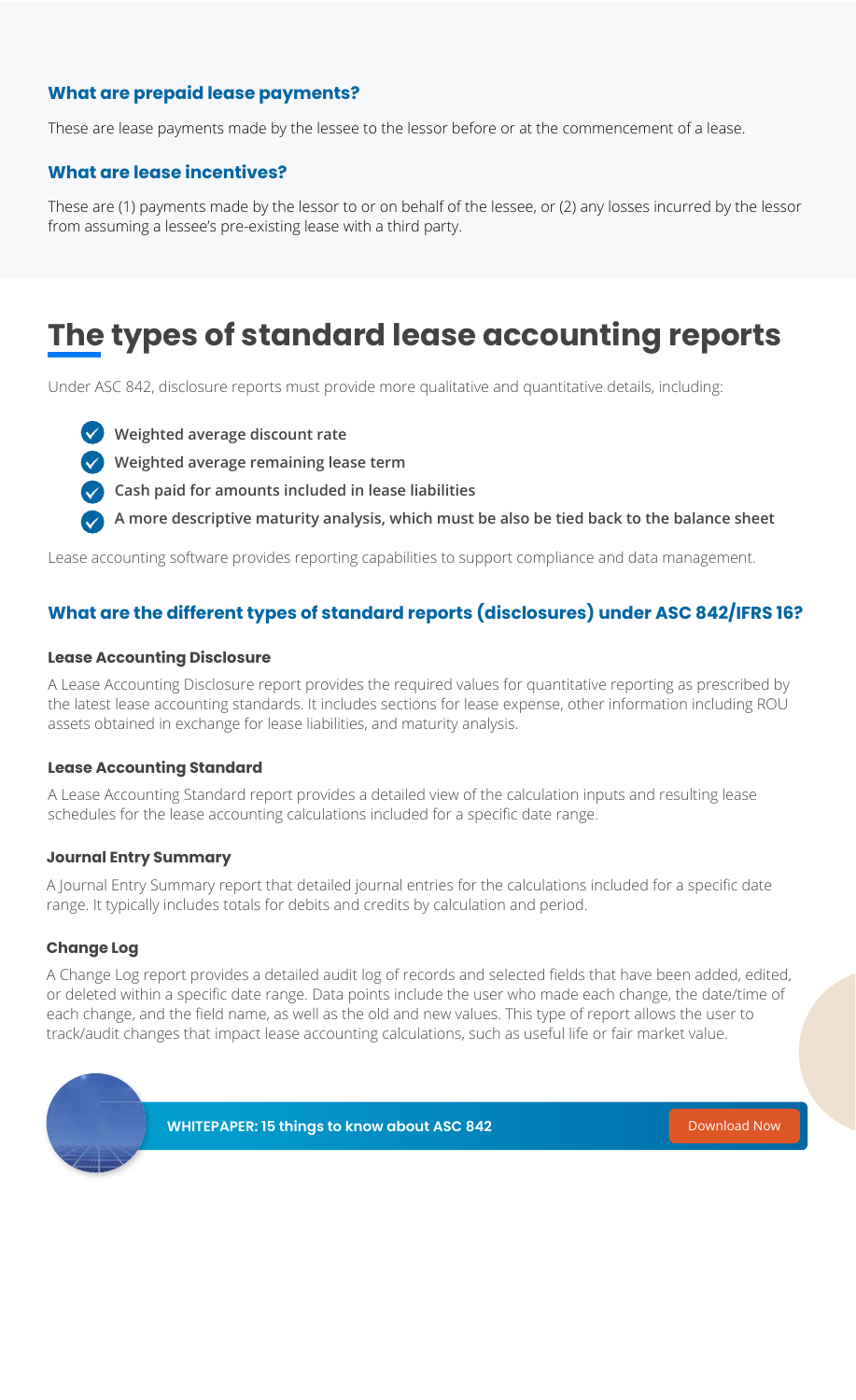### What are prepaid lease payments?

These are lease payments made by the lessee to the lessor before or at the commencement of a lease.

### What are lease incentives?

These are (1) payments made by the lessor to or on behalf of the lessee, or (2) any losses incurred by the lessor from assuming a lessee's pre-existing lease with a third party.

# The types of standard lease accounting reports

Under ASC 842, disclosure reports must provide more qualitative and quantitative details, including:

- **Weighted average discount rate**
- **Weighted average remaining lease term**
- **Cash paid for amounts included in lease liabilities**
- **A more descriptive maturity analysis, which must be also be tied back to the balance sheet**

Lease accounting software provides reporting capabilities to support compliance and data management.

## What are the different types of standard reports (disclosures) under ASC 842/IFRS 16?

#### Lease Accounting Disclosure

A Lease Accounting Disclosure report provides the required values for quantitative reporting as prescribed by the latest lease accounting standards. It includes sections for lease expense, other information including ROU assets obtained in exchange for lease liabilities, and maturity analysis.

#### Lease Accounting Standard

A Lease Accounting Standard report provides a detailed view of the calculation inputs and resulting lease schedules for the lease accounting calculations included for a specific date range.

#### Journal Entry Summary

A Journal Entry Summary report that detailed journal entries for the calculations included for a specific date range. It typically includes totals for debits and credits by calculation and period.

#### Change Log

A Change Log report provides a detailed audit log of records and selected fields that have been added, edited, or deleted within a specific date range. Data points include the user who made each change, the date/time of each change, and the field name, as well as the old and new values. This type of report allows the user to track/audit changes that impact lease accounting calculations, such as useful life or fair market value.

**WHITEPAPER: 15 things to know about ASC 842**

Download Now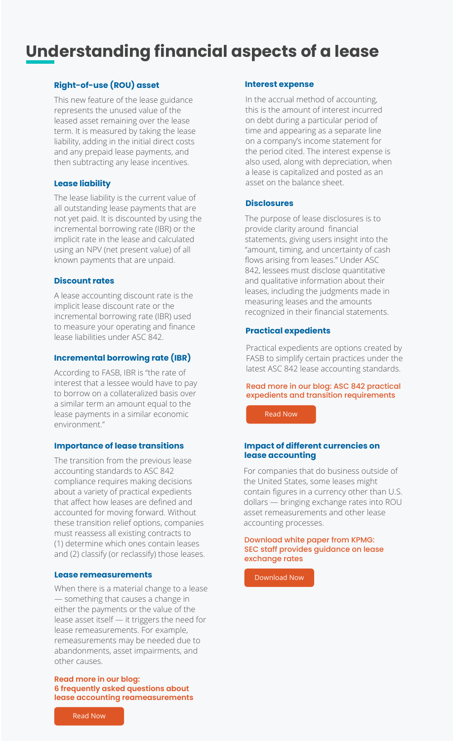# Understanding financial aspects of a lease

### Right-of-use (ROU) asset

This new feature of the lease guidance represents the unused value of the leased asset remaining over the lease term. It is measured by taking the lease liability, adding in the initial direct costs and any prepaid lease payments, and then subtracting any lease incentives.

### Lease liability

The lease liability is the current value of all outstanding lease payments that are not yet paid. It is discounted by using the incremental borrowing rate (IBR) or the implicit rate in the lease and calculated using an NPV (net present value) of all known payments that are unpaid.

### Discount rates

A lease accounting discount rate is the implicit lease discount rate or the incremental borrowing rate (IBR) used to measure your operating and finance lease liabilities under ASC 842.

### Incremental borrowing rate (IBR)

According to FASB, IBR is "the rate of interest that a lessee would have to pay to borrow on a collateralized basis over a similar term an amount equal to the lease payments in a similar economic environment."

### Importance of lease transitions

The transition from the previous lease accounting standards to ASC 842 compliance requires making decisions about a variety of practical expedients that affect how leases are defined and accounted for moving forward. Without these transition relief options, companies must reassess all existing contracts to (1) determine which ones contain leases and (2) classify (or reclassify) those leases.

### Lease remeasurements

When there is a material change to a lease — something that causes a change in either the payments or the value of the lease asset itself — it triggers the need for lease remeasurements. For example, remeasurements may be needed due to abandonments, asset impairments, and other causes.

**Read more in our blog: 6 frequently asked questions about lease accounting reameasurements**

Read Now

### Interest expense

In the accrual method of accounting, this is the amount of interest incurred on debt during a particular period of time and appearing as a separate line on a company's income statement for the period cited. The interest expense is also used, along with depreciation, when a lease is capitalized and posted as an asset on the balance sheet.

### Disclosures

The purpose of lease disclosures is to provide clarity around financial statements, giving users insight into the "amount, timing, and uncertainty of cash flows arising from leases." Under ASC 842, lessees must disclose quantitative and qualitative information about their leases, including the judgments made in measuring leases and the amounts recognized in their financial statements.

### Practical expedients

Practical expedients are options created by FASB to simplify certain practices under the latest ASC 842 lease accounting standards.

**Read more in our blog: ASC 842 practical expedients and transition requirements**

Read Now

### Impact of different currencies on lease accounting

For companies that do business outside of the United States, some leases might contain figures in a currency other than U.S. dollars — bringing exchange rates into ROU asset remeasurements and other lease accounting processes.

**Download white paper from KPMG: SEC staff provides guidance on lease exchange rates**

Download Now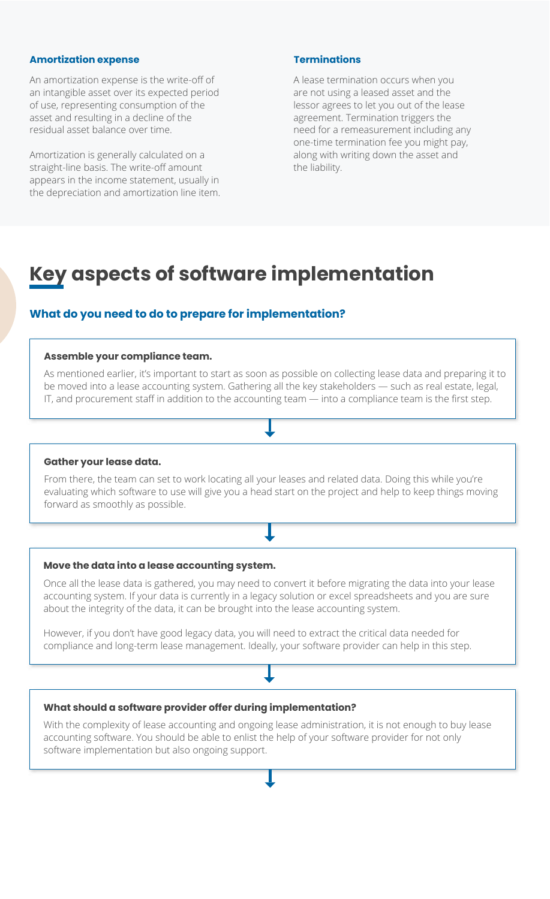### Amortization expense

An amortization expense is the write-off of an intangible asset over its expected period of use, representing consumption of the asset and resulting in a decline of the residual asset balance over time.

Amortization is generally calculated on a straight-line basis. The write-off amount appears in the income statement, usually in the depreciation and amortization line item.

### Terminations

A lease termination occurs when you are not using a leased asset and the lessor agrees to let you out of the lease agreement. Termination triggers the need for a remeasurement including any one-time termination fee you might pay, along with writing down the asset and the liability.

# Key aspects of software implementation

## What do you need to do to prepare for implementation?

**Assemble your compliance team.**

As mentioned earlier, it's important to start as soon as possible on collecting lease data and preparing it to be moved into a lease accounting system. Gathering all the key stakeholders — such as real estate, legal, IT, and procurement staff in addition to the accounting team — into a compliance team is the first step.

**Gather your lease data.**

From there, the team can set to work locating all your leases and related data. Doing this while you're evaluating which software to use will give you a head start on the project and help to keep things moving forward as smoothly as possible.

**Move the data into a lease accounting system.**

Once all the lease data is gathered, you may need to convert it before migrating the data into your lease accounting system. If your data is currently in a legacy solution or excel spreadsheets and you are sure about the integrity of the data, it can be brought into the lease accounting system.

However, if you don't have good legacy data, you will need to extract the critical data needed for compliance and long-term lease management. Ideally, your software provider can help in this step.

**What should a software provider offer during implementation?**

With the complexity of lease accounting and ongoing lease administration, it is not enough to buy lease accounting software. You should be able to enlist the help of your software provider for not only software implementation but also ongoing support.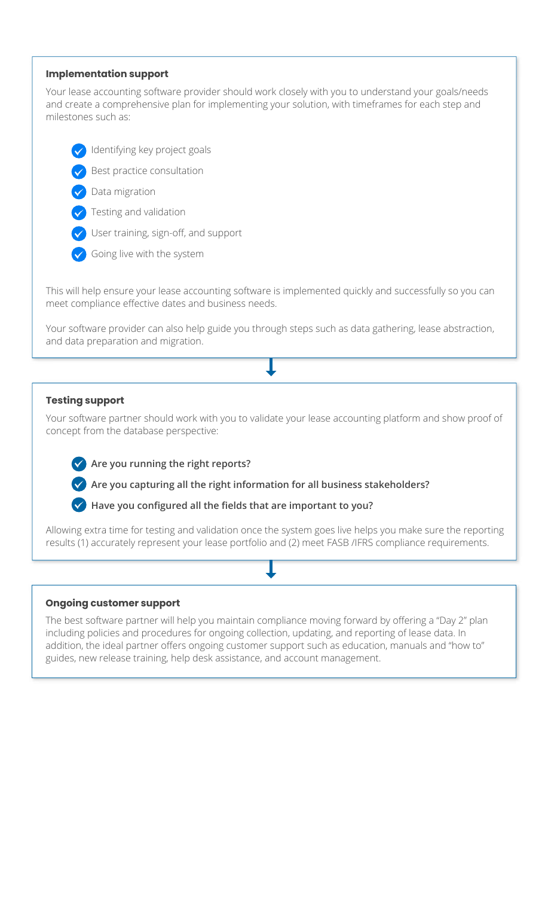### Implementation support

Your lease accounting software provider should work closely with you to understand your goals/needs and create a comprehensive plan for implementing your solution, with timeframes for each step and milestones such as:

- Identifying key project goals
- Best practice consultation
- Data migration
- Testing and validation
- User training, sign-off, and support
- Going live with the system

This will help ensure your lease accounting software is implemented quickly and successfully so you can meet compliance effective dates and business needs.

Your software provider can also help guide you through steps such as data gathering, lease abstraction, and data preparation and migration.

### Testing support

Your software partner should work with you to validate your lease accounting platform and show proof of concept from the database perspective:

- **Are you running the right reports?**
- **Are you capturing all the right information for all business stakeholders?**
- **Have you configured all the fields that are important to you?**

Allowing extra time for testing and validation once the system goes live helps you make sure the reporting results (1) accurately represent your lease portfolio and (2) meet FASB /IFRS compliance requirements.

### Ongoing customer support

The best software partner will help you maintain compliance moving forward by offering a "Day 2" plan including policies and procedures for ongoing collection, updating, and reporting of lease data. In addition, the ideal partner offers ongoing customer support such as education, manuals and "how to" guides, new release training, help desk assistance, and account management.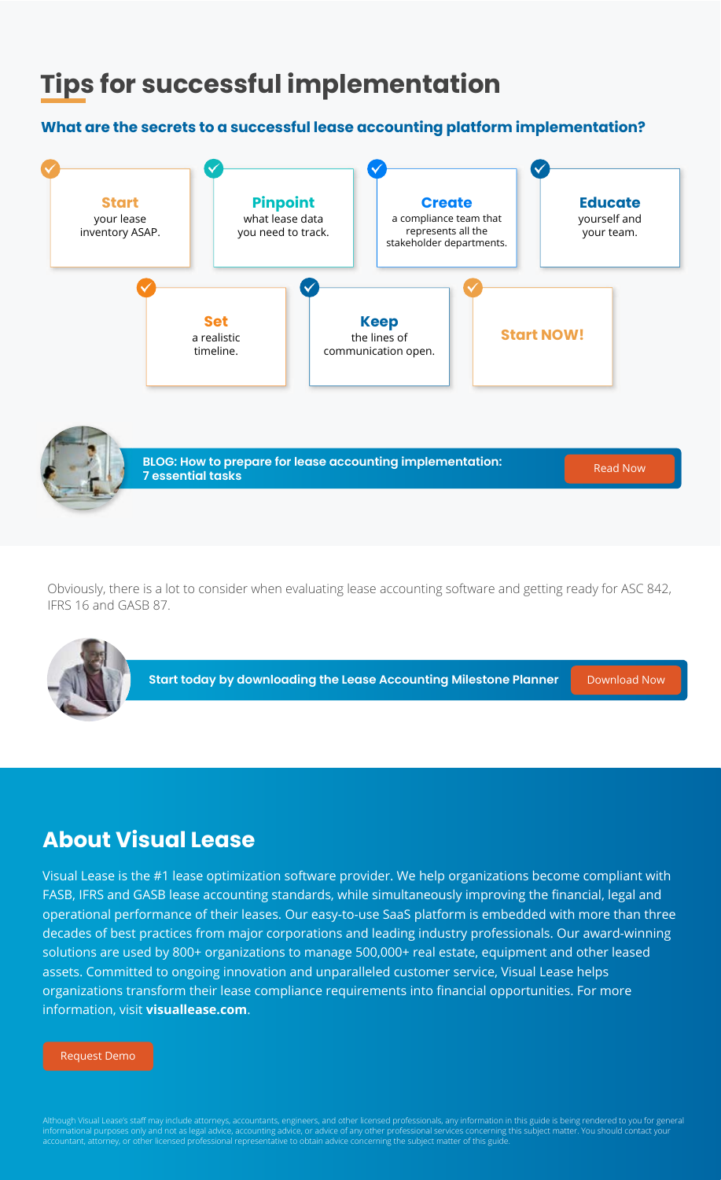# Tips for successful implementation

### What are the secrets to a successful lease accounting platform implementation?

- **Start** your lease inventory ASAP.
- **Pinpoint** what lease data you need to track.
- **Create** a compliance team that represents all the stakeholder departments.
- **Educate** yourself and your team.
- **Set** a realistic timeline.
- **Keep** the lines of communication open.
- **Start NOW!**

**BLOG: How to prepare for lease accounting implementation: 7 essential tasks**

Read Now

Obviously, there is a lot to consider when evaluating lease accounting software and getting ready for ASC 842, IFRS 16 and GASB 87.

**Start today by downloading the Lease Accounting Milestone Planner**

Download Now

## About Visual Lease

Visual Lease is the #1 lease optimization software provider. We help organizations become compliant with FASB, IFRS and GASB lease accounting standards, while simultaneously improving the financial, legal and operational performance of their leases. Our easy-to-use SaaS platform is embedded with more than three decades of best practices from major corporations and leading industry professionals. Our award-winning solutions are used by 800+ organizations to manage 500,000+ real estate, equipment and other leased assets. Committed to ongoing innovation and unparalleled customer service, Visual Lease helps organizations transform their lease compliance requirements into financial opportunities. For more information, visit **visuallease.com**.

Request Demo

Although Visual Lease's staff may include attorneys, accountants, engineers, and other licensed professionals, any information in this guide is being rendered to you for general informational purposes only and not as legal advice, accounting advice, or advice of any other professional services concerning this subject matter. You should contact your accountant, attorney, or other licensed professional representative to obtain advice concerning the subject matter of this guide.